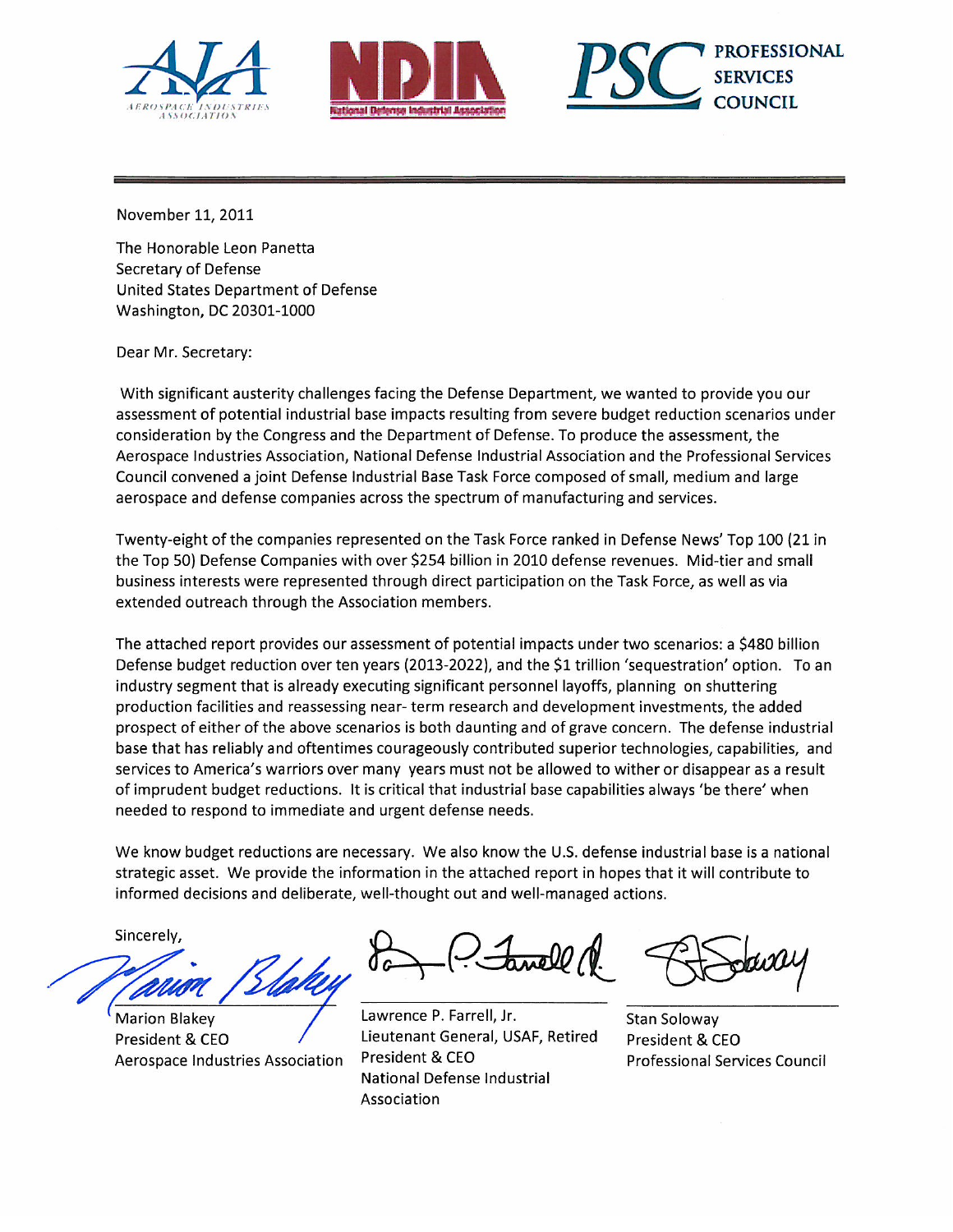AIA — Aerospace Industries Association | NDIA — National Defense Industrial Association | PSC — Professional Services Council

November 11, 2011

The Honorable Leon Panetta
Secretary of Defense
United States Department of Defense
Washington, DC 20301-1000

Dear Mr. Secretary:

With significant austerity challenges facing the Defense Department, we wanted to provide you our assessment of potential industrial base impacts resulting from severe budget reduction scenarios under consideration by the Congress and the Department of Defense. To produce the assessment, the Aerospace Industries Association, National Defense Industrial Association and the Professional Services Council convened a joint Defense Industrial Base Task Force composed of small, medium and large aerospace and defense companies across the spectrum of manufacturing and services.

Twenty-eight of the companies represented on the Task Force ranked in Defense News' Top 100 (21 in the Top 50) Defense Companies with over $254 billion in 2010 defense revenues. Mid-tier and small business interests were represented through direct participation on the Task Force, as well as via extended outreach through the Association members.

The attached report provides our assessment of potential impacts under two scenarios: a $480 billion Defense budget reduction over ten years (2013-2022), and the $1 trillion 'sequestration' option. To an industry segment that is already executing significant personnel layoffs, planning on shuttering production facilities and reassessing near- term research and development investments, the added prospect of either of the above scenarios is both daunting and of grave concern. The defense industrial base that has reliably and oftentimes courageously contributed superior technologies, capabilities, and services to America's warriors over many years must not be allowed to wither or disappear as a result of imprudent budget reductions. It is critical that industrial base capabilities always 'be there' when needed to respond to immediate and urgent defense needs.

We know budget reductions are necessary. We also know the U.S. defense industrial base is a national strategic asset. We provide the information in the attached report in hopes that it will contribute to informed decisions and deliberate, well-thought out and well-managed actions.

Sincerely,

Marion Blakey
President & CEO
Aerospace Industries Association

Lawrence P. Farrell, Jr.
Lieutenant General, USAF, Retired
President & CEO
National Defense Industrial Association

Stan Soloway
President & CEO
Professional Services Council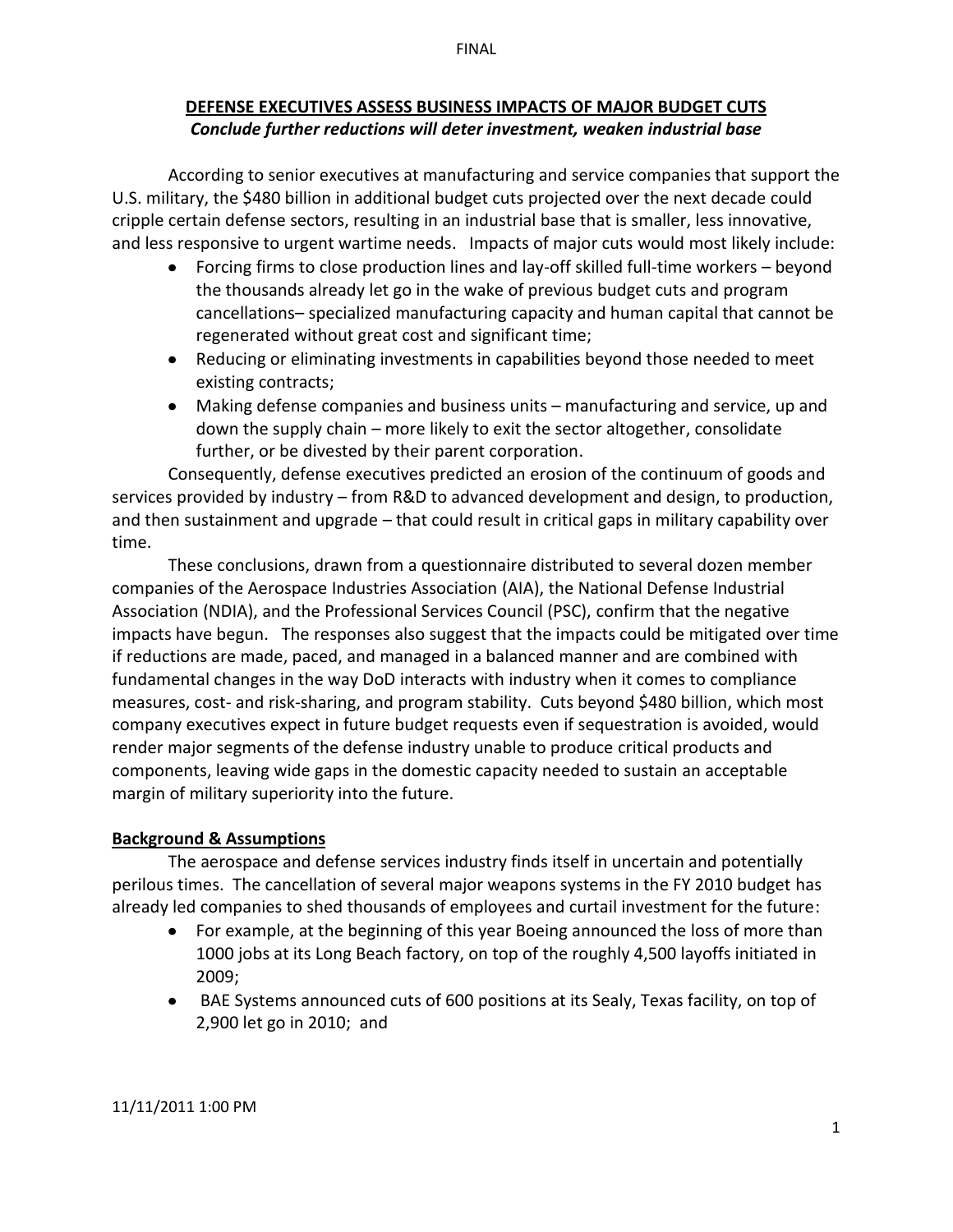## DEFENSE EXECUTIVES ASSESS BUSINESS IMPACTS OF MAJOR BUDGET CUTS

***Conclude further reductions will deter investment, weaken industrial base***

According to senior executives at manufacturing and service companies that support the U.S. military, the $480 billion in additional budget cuts projected over the next decade could cripple certain defense sectors, resulting in an industrial base that is smaller, less innovative, and less responsive to urgent wartime needs. Impacts of major cuts would most likely include:

- Forcing firms to close production lines and lay-off skilled full-time workers – beyond the thousands already let go in the wake of previous budget cuts and program cancellations– specialized manufacturing capacity and human capital that cannot be regenerated without great cost and significant time;
- Reducing or eliminating investments in capabilities beyond those needed to meet existing contracts;
- Making defense companies and business units – manufacturing and service, up and down the supply chain – more likely to exit the sector altogether, consolidate further, or be divested by their parent corporation.

Consequently, defense executives predicted an erosion of the continuum of goods and services provided by industry – from R&D to advanced development and design, to production, and then sustainment and upgrade – that could result in critical gaps in military capability over time.

These conclusions, drawn from a questionnaire distributed to several dozen member companies of the Aerospace Industries Association (AIA), the National Defense Industrial Association (NDIA), and the Professional Services Council (PSC), confirm that the negative impacts have begun. The responses also suggest that the impacts could be mitigated over time if reductions are made, paced, and managed in a balanced manner and are combined with fundamental changes in the way DoD interacts with industry when it comes to compliance measures, cost- and risk-sharing, and program stability. Cuts beyond $480 billion, which most company executives expect in future budget requests even if sequestration is avoided, would render major segments of the defense industry unable to produce critical products and components, leaving wide gaps in the domestic capacity needed to sustain an acceptable margin of military superiority into the future.

### Background & Assumptions

The aerospace and defense services industry finds itself in uncertain and potentially perilous times. The cancellation of several major weapons systems in the FY 2010 budget has already led companies to shed thousands of employees and curtail investment for the future:

- For example, at the beginning of this year Boeing announced the loss of more than 1000 jobs at its Long Beach factory, on top of the roughly 4,500 layoffs initiated in 2009;
- BAE Systems announced cuts of 600 positions at its Sealy, Texas facility, on top of 2,900 let go in 2010; and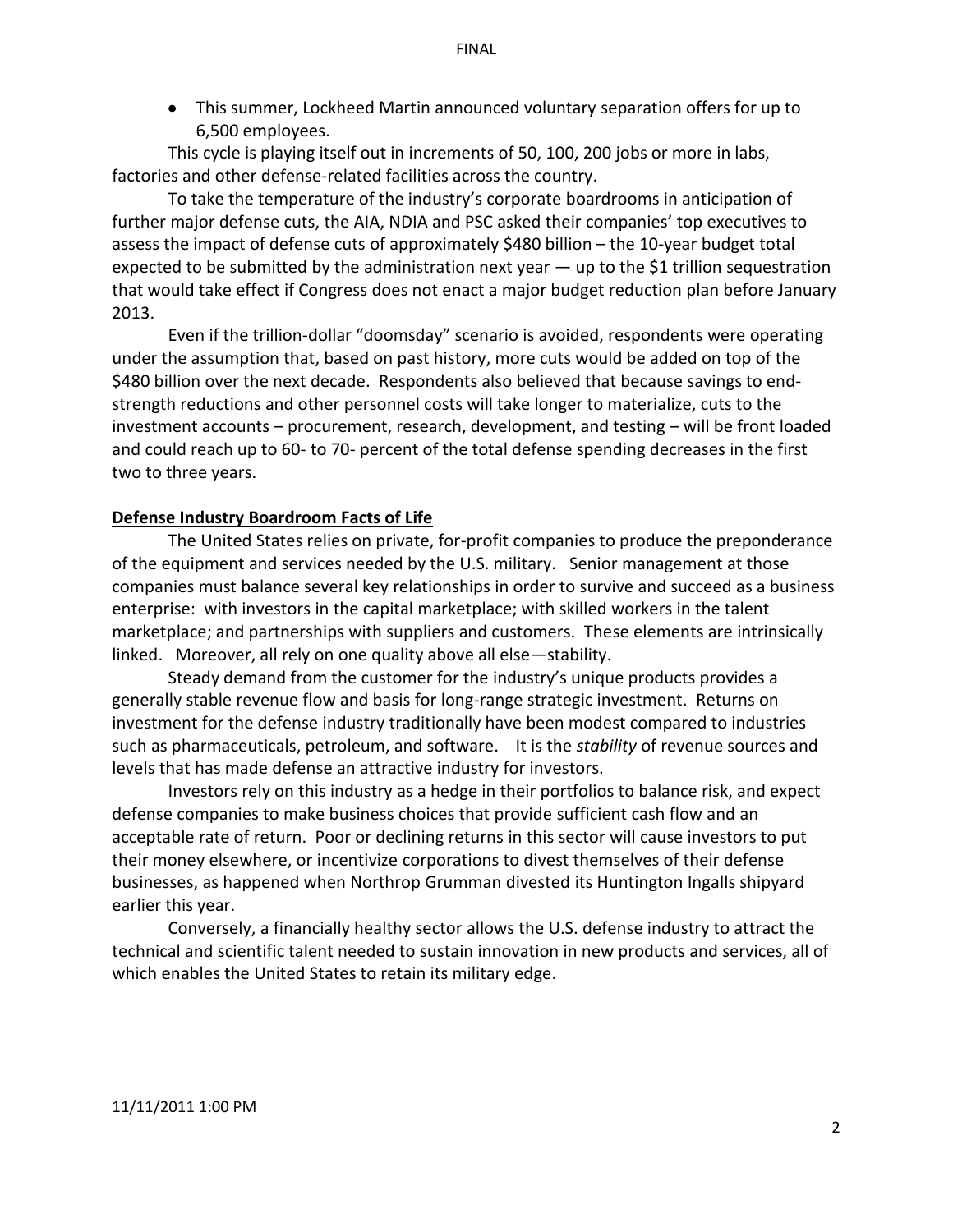- This summer, Lockheed Martin announced voluntary separation offers for up to 6,500 employees.

This cycle is playing itself out in increments of 50, 100, 200 jobs or more in labs, factories and other defense-related facilities across the country.

To take the temperature of the industry's corporate boardrooms in anticipation of further major defense cuts, the AIA, NDIA and PSC asked their companies' top executives to assess the impact of defense cuts of approximately $480 billion – the 10-year budget total expected to be submitted by the administration next year — up to the $1 trillion sequestration that would take effect if Congress does not enact a major budget reduction plan before January 2013.

Even if the trillion-dollar "doomsday" scenario is avoided, respondents were operating under the assumption that, based on past history, more cuts would be added on top of the $480 billion over the next decade. Respondents also believed that because savings to end-strength reductions and other personnel costs will take longer to materialize, cuts to the investment accounts – procurement, research, development, and testing – will be front loaded and could reach up to 60- to 70- percent of the total defense spending decreases in the first two to three years.

**Defense Industry Boardroom Facts of Life**

The United States relies on private, for-profit companies to produce the preponderance of the equipment and services needed by the U.S. military. Senior management at those companies must balance several key relationships in order to survive and succeed as a business enterprise: with investors in the capital marketplace; with skilled workers in the talent marketplace; and partnerships with suppliers and customers. These elements are intrinsically linked. Moreover, all rely on one quality above all else—stability.

Steady demand from the customer for the industry's unique products provides a generally stable revenue flow and basis for long-range strategic investment. Returns on investment for the defense industry traditionally have been modest compared to industries such as pharmaceuticals, petroleum, and software. It is the *stability* of revenue sources and levels that has made defense an attractive industry for investors.

Investors rely on this industry as a hedge in their portfolios to balance risk, and expect defense companies to make business choices that provide sufficient cash flow and an acceptable rate of return. Poor or declining returns in this sector will cause investors to put their money elsewhere, or incentivize corporations to divest themselves of their defense businesses, as happened when Northrop Grumman divested its Huntington Ingalls shipyard earlier this year.

Conversely, a financially healthy sector allows the U.S. defense industry to attract the technical and scientific talent needed to sustain innovation in new products and services, all of which enables the United States to retain its military edge.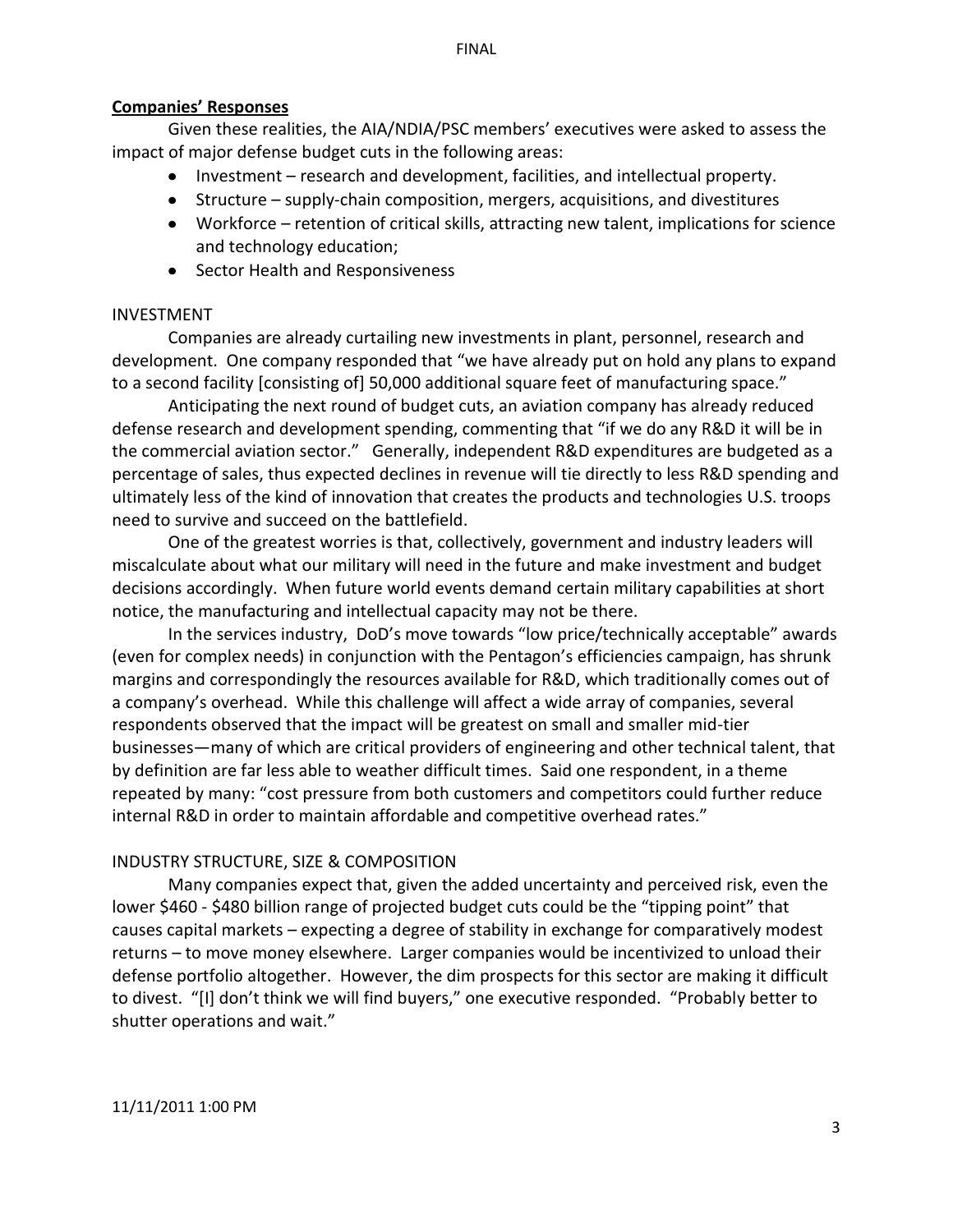## Companies' Responses

Given these realities, the AIA/NDIA/PSC members' executives were asked to assess the impact of major defense budget cuts in the following areas:

- Investment – research and development, facilities, and intellectual property.
- Structure – supply-chain composition, mergers, acquisitions, and divestitures
- Workforce – retention of critical skills, attracting new talent, implications for science and technology education;
- Sector Health and Responsiveness

### INVESTMENT

Companies are already curtailing new investments in plant, personnel, research and development. One company responded that "we have already put on hold any plans to expand to a second facility [consisting of] 50,000 additional square feet of manufacturing space."

Anticipating the next round of budget cuts, an aviation company has already reduced defense research and development spending, commenting that "if we do any R&D it will be in the commercial aviation sector." Generally, independent R&D expenditures are budgeted as a percentage of sales, thus expected declines in revenue will tie directly to less R&D spending and ultimately less of the kind of innovation that creates the products and technologies U.S. troops need to survive and succeed on the battlefield.

One of the greatest worries is that, collectively, government and industry leaders will miscalculate about what our military will need in the future and make investment and budget decisions accordingly. When future world events demand certain military capabilities at short notice, the manufacturing and intellectual capacity may not be there.

In the services industry, DoD's move towards "low price/technically acceptable" awards (even for complex needs) in conjunction with the Pentagon's efficiencies campaign, has shrunk margins and correspondingly the resources available for R&D, which traditionally comes out of a company's overhead. While this challenge will affect a wide array of companies, several respondents observed that the impact will be greatest on small and smaller mid-tier businesses—many of which are critical providers of engineering and other technical talent, that by definition are far less able to weather difficult times. Said one respondent, in a theme repeated by many: "cost pressure from both customers and competitors could further reduce internal R&D in order to maintain affordable and competitive overhead rates."

### INDUSTRY STRUCTURE, SIZE & COMPOSITION

Many companies expect that, given the added uncertainty and perceived risk, even the lower $460 - $480 billion range of projected budget cuts could be the "tipping point" that causes capital markets – expecting a degree of stability in exchange for comparatively modest returns – to move money elsewhere. Larger companies would be incentivized to unload their defense portfolio altogether. However, the dim prospects for this sector are making it difficult to divest. "[I] don't think we will find buyers," one executive responded. "Probably better to shutter operations and wait."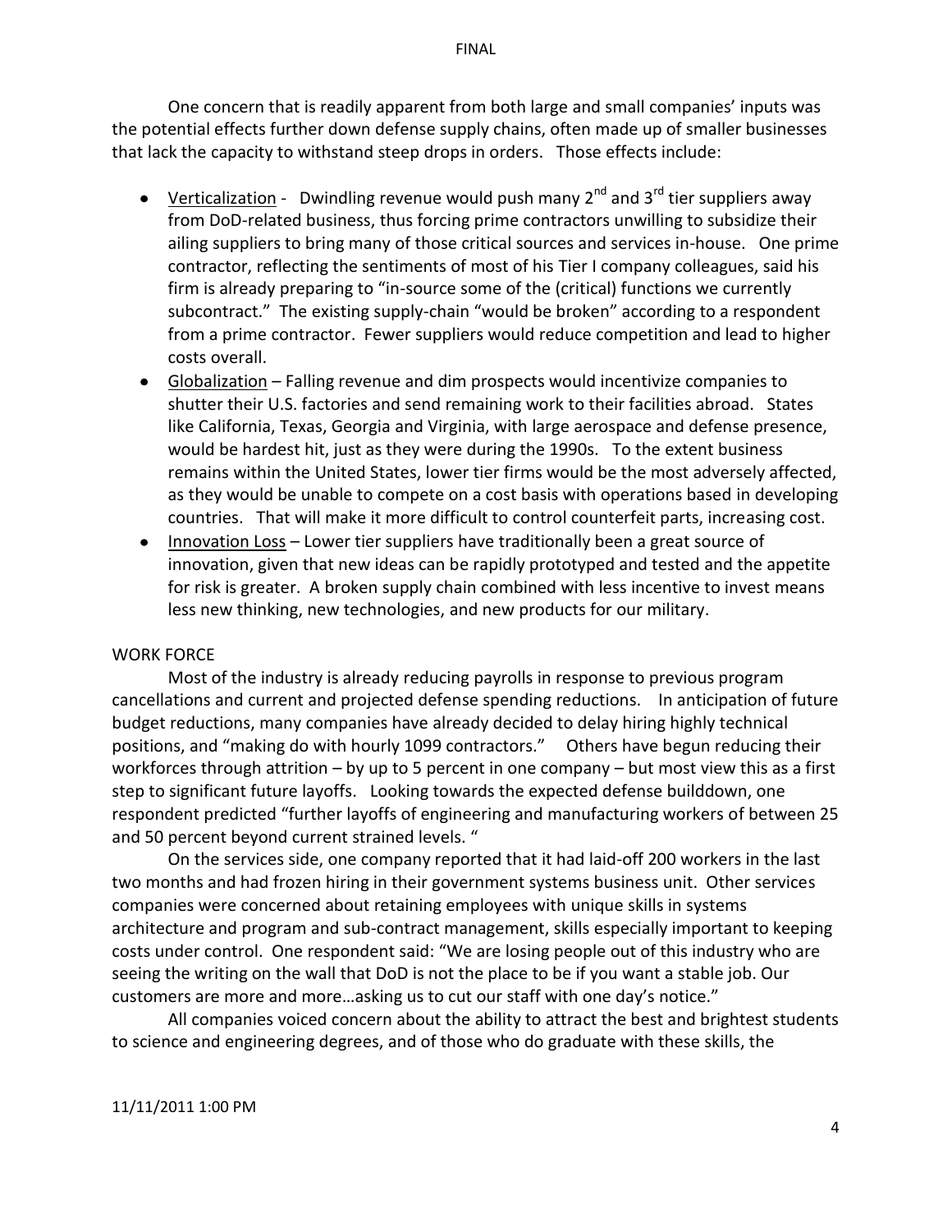One concern that is readily apparent from both large and small companies' inputs was the potential effects further down defense supply chains, often made up of smaller businesses that lack the capacity to withstand steep drops in orders. Those effects include:

- Verticalization - Dwindling revenue would push many 2nd and 3rd tier suppliers away from DoD-related business, thus forcing prime contractors unwilling to subsidize their ailing suppliers to bring many of those critical sources and services in-house. One prime contractor, reflecting the sentiments of most of his Tier I company colleagues, said his firm is already preparing to "in-source some of the (critical) functions we currently subcontract." The existing supply-chain "would be broken" according to a respondent from a prime contractor. Fewer suppliers would reduce competition and lead to higher costs overall.
- Globalization – Falling revenue and dim prospects would incentivize companies to shutter their U.S. factories and send remaining work to their facilities abroad. States like California, Texas, Georgia and Virginia, with large aerospace and defense presence, would be hardest hit, just as they were during the 1990s. To the extent business remains within the United States, lower tier firms would be the most adversely affected, as they would be unable to compete on a cost basis with operations based in developing countries. That will make it more difficult to control counterfeit parts, increasing cost.
- Innovation Loss – Lower tier suppliers have traditionally been a great source of innovation, given that new ideas can be rapidly prototyped and tested and the appetite for risk is greater. A broken supply chain combined with less incentive to invest means less new thinking, new technologies, and new products for our military.

WORK FORCE

Most of the industry is already reducing payrolls in response to previous program cancellations and current and projected defense spending reductions. In anticipation of future budget reductions, many companies have already decided to delay hiring highly technical positions, and "making do with hourly 1099 contractors." Others have begun reducing their workforces through attrition – by up to 5 percent in one company – but most view this as a first step to significant future layoffs. Looking towards the expected defense builddown, one respondent predicted "further layoffs of engineering and manufacturing workers of between 25 and 50 percent beyond current strained levels. "

On the services side, one company reported that it had laid-off 200 workers in the last two months and had frozen hiring in their government systems business unit. Other services companies were concerned about retaining employees with unique skills in systems architecture and program and sub-contract management, skills especially important to keeping costs under control. One respondent said: "We are losing people out of this industry who are seeing the writing on the wall that DoD is not the place to be if you want a stable job. Our customers are more and more…asking us to cut our staff with one day's notice."

All companies voiced concern about the ability to attract the best and brightest students to science and engineering degrees, and of those who do graduate with these skills, the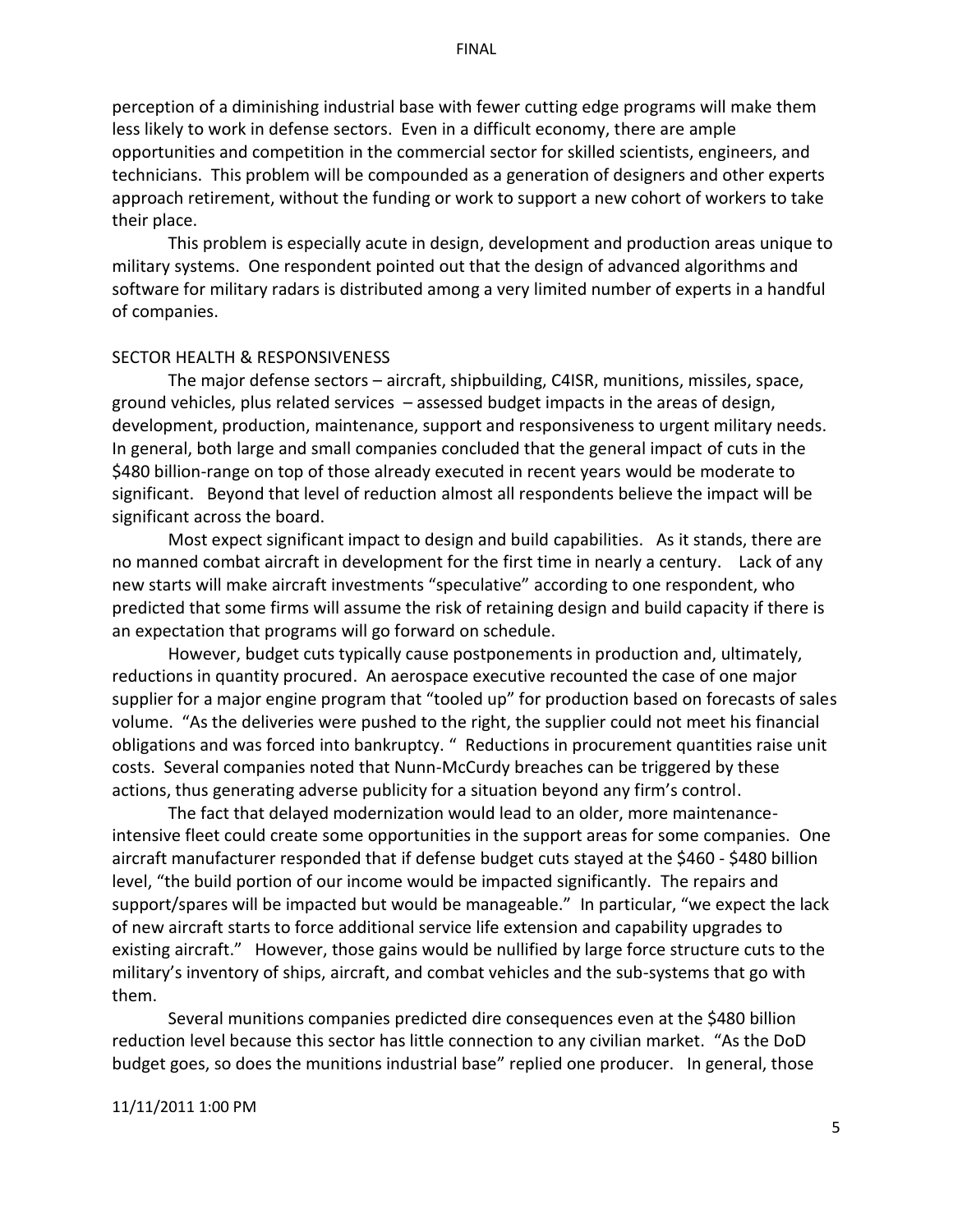perception of a diminishing industrial base with fewer cutting edge programs will make them less likely to work in defense sectors. Even in a difficult economy, there are ample opportunities and competition in the commercial sector for skilled scientists, engineers, and technicians. This problem will be compounded as a generation of designers and other experts approach retirement, without the funding or work to support a new cohort of workers to take their place.

This problem is especially acute in design, development and production areas unique to military systems. One respondent pointed out that the design of advanced algorithms and software for military radars is distributed among a very limited number of experts in a handful of companies.

## SECTOR HEALTH & RESPONSIVENESS

The major defense sectors – aircraft, shipbuilding, C4ISR, munitions, missiles, space, ground vehicles, plus related services – assessed budget impacts in the areas of design, development, production, maintenance, support and responsiveness to urgent military needs. In general, both large and small companies concluded that the general impact of cuts in the $480 billion-range on top of those already executed in recent years would be moderate to significant. Beyond that level of reduction almost all respondents believe the impact will be significant across the board.

Most expect significant impact to design and build capabilities. As it stands, there are no manned combat aircraft in development for the first time in nearly a century. Lack of any new starts will make aircraft investments "speculative" according to one respondent, who predicted that some firms will assume the risk of retaining design and build capacity if there is an expectation that programs will go forward on schedule.

However, budget cuts typically cause postponements in production and, ultimately, reductions in quantity procured. An aerospace executive recounted the case of one major supplier for a major engine program that "tooled up" for production based on forecasts of sales volume. "As the deliveries were pushed to the right, the supplier could not meet his financial obligations and was forced into bankruptcy. " Reductions in procurement quantities raise unit costs. Several companies noted that Nunn-McCurdy breaches can be triggered by these actions, thus generating adverse publicity for a situation beyond any firm's control.

The fact that delayed modernization would lead to an older, more maintenance-intensive fleet could create some opportunities in the support areas for some companies. One aircraft manufacturer responded that if defense budget cuts stayed at the $460 - $480 billion level, "the build portion of our income would be impacted significantly. The repairs and support/spares will be impacted but would be manageable." In particular, "we expect the lack of new aircraft starts to force additional service life extension and capability upgrades to existing aircraft." However, those gains would be nullified by large force structure cuts to the military's inventory of ships, aircraft, and combat vehicles and the sub-systems that go with them.

Several munitions companies predicted dire consequences even at the $480 billion reduction level because this sector has little connection to any civilian market. "As the DoD budget goes, so does the munitions industrial base" replied one producer. In general, those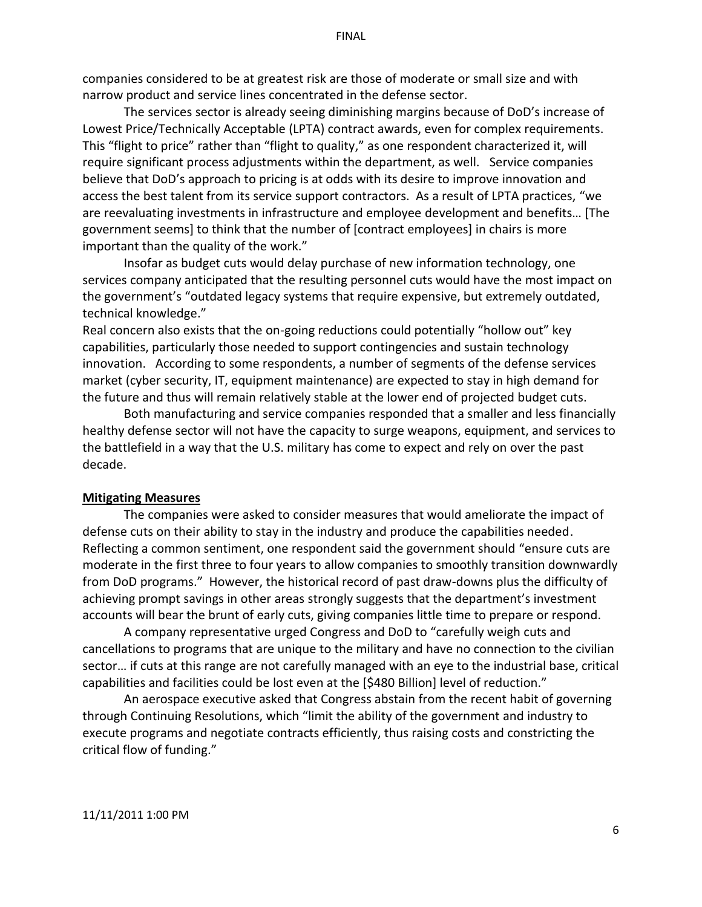companies considered to be at greatest risk are those of moderate or small size and with narrow product and service lines concentrated in the defense sector.

The services sector is already seeing diminishing margins because of DoD's increase of Lowest Price/Technically Acceptable (LPTA) contract awards, even for complex requirements. This "flight to price" rather than "flight to quality," as one respondent characterized it, will require significant process adjustments within the department, as well. Service companies believe that DoD's approach to pricing is at odds with its desire to improve innovation and access the best talent from its service support contractors. As a result of LPTA practices, "we are reevaluating investments in infrastructure and employee development and benefits… [The government seems] to think that the number of [contract employees] in chairs is more important than the quality of the work."

Insofar as budget cuts would delay purchase of new information technology, one services company anticipated that the resulting personnel cuts would have the most impact on the government's "outdated legacy systems that require expensive, but extremely outdated, technical knowledge."

Real concern also exists that the on-going reductions could potentially "hollow out" key capabilities, particularly those needed to support contingencies and sustain technology innovation. According to some respondents, a number of segments of the defense services market (cyber security, IT, equipment maintenance) are expected to stay in high demand for the future and thus will remain relatively stable at the lower end of projected budget cuts.

Both manufacturing and service companies responded that a smaller and less financially healthy defense sector will not have the capacity to surge weapons, equipment, and services to the battlefield in a way that the U.S. military has come to expect and rely on over the past decade.

## Mitigating Measures

The companies were asked to consider measures that would ameliorate the impact of defense cuts on their ability to stay in the industry and produce the capabilities needed. Reflecting a common sentiment, one respondent said the government should "ensure cuts are moderate in the first three to four years to allow companies to smoothly transition downwardly from DoD programs." However, the historical record of past draw-downs plus the difficulty of achieving prompt savings in other areas strongly suggests that the department's investment accounts will bear the brunt of early cuts, giving companies little time to prepare or respond.

A company representative urged Congress and DoD to "carefully weigh cuts and cancellations to programs that are unique to the military and have no connection to the civilian sector… if cuts at this range are not carefully managed with an eye to the industrial base, critical capabilities and facilities could be lost even at the [$480 Billion] level of reduction."

An aerospace executive asked that Congress abstain from the recent habit of governing through Continuing Resolutions, which "limit the ability of the government and industry to execute programs and negotiate contracts efficiently, thus raising costs and constricting the critical flow of funding."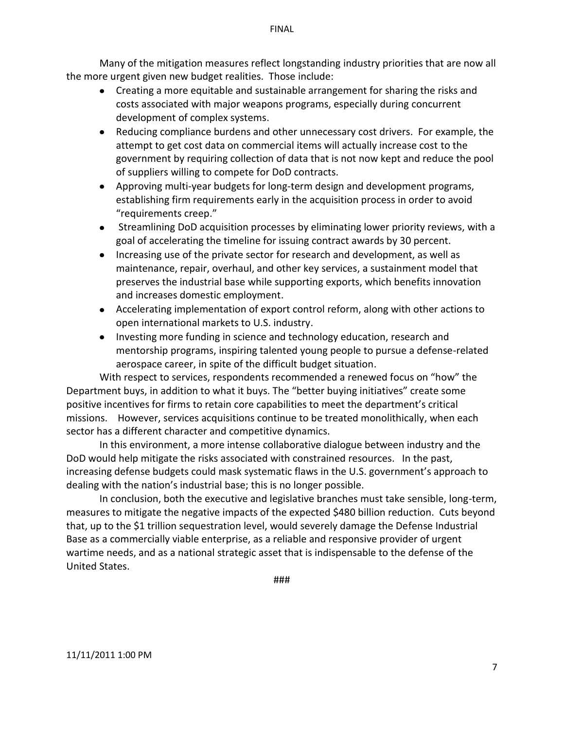Many of the mitigation measures reflect longstanding industry priorities that are now all the more urgent given new budget realities. Those include:

- Creating a more equitable and sustainable arrangement for sharing the risks and costs associated with major weapons programs, especially during concurrent development of complex systems.
- Reducing compliance burdens and other unnecessary cost drivers. For example, the attempt to get cost data on commercial items will actually increase cost to the government by requiring collection of data that is not now kept and reduce the pool of suppliers willing to compete for DoD contracts.
- Approving multi-year budgets for long-term design and development programs, establishing firm requirements early in the acquisition process in order to avoid "requirements creep."
- Streamlining DoD acquisition processes by eliminating lower priority reviews, with a goal of accelerating the timeline for issuing contract awards by 30 percent.
- Increasing use of the private sector for research and development, as well as maintenance, repair, overhaul, and other key services, a sustainment model that preserves the industrial base while supporting exports, which benefits innovation and increases domestic employment.
- Accelerating implementation of export control reform, along with other actions to open international markets to U.S. industry.
- Investing more funding in science and technology education, research and mentorship programs, inspiring talented young people to pursue a defense-related aerospace career, in spite of the difficult budget situation.

With respect to services, respondents recommended a renewed focus on "how" the Department buys, in addition to what it buys. The "better buying initiatives" create some positive incentives for firms to retain core capabilities to meet the department's critical missions. However, services acquisitions continue to be treated monolithically, when each sector has a different character and competitive dynamics.

In this environment, a more intense collaborative dialogue between industry and the DoD would help mitigate the risks associated with constrained resources. In the past, increasing defense budgets could mask systematic flaws in the U.S. government's approach to dealing with the nation's industrial base; this is no longer possible.

In conclusion, both the executive and legislative branches must take sensible, long-term, measures to mitigate the negative impacts of the expected $480 billion reduction. Cuts beyond that, up to the $1 trillion sequestration level, would severely damage the Defense Industrial Base as a commercially viable enterprise, as a reliable and responsive provider of urgent wartime needs, and as a national strategic asset that is indispensable to the defense of the United States.

###